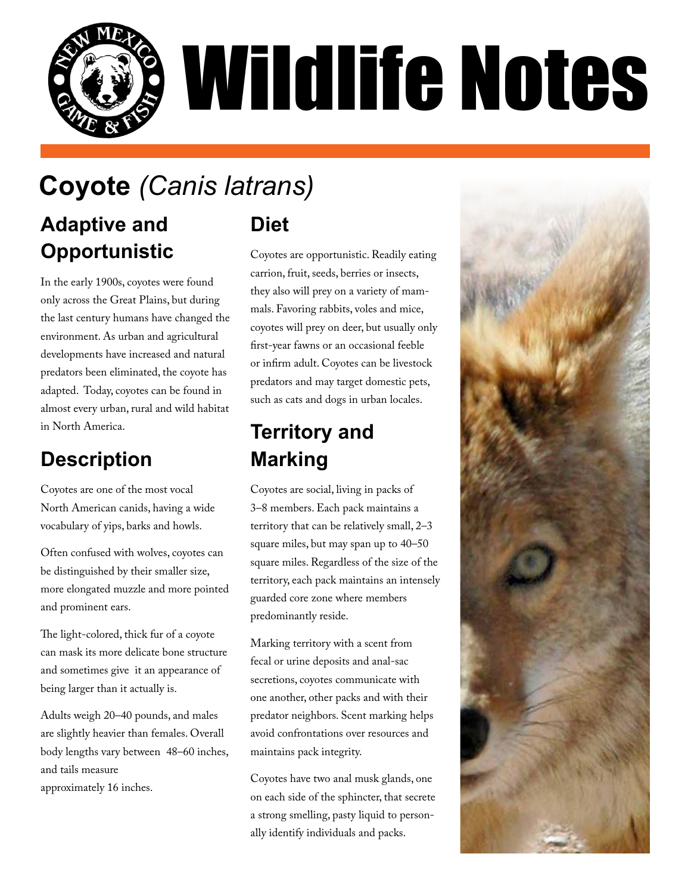# Wildlife Notes

## Coyote *(Canis latrans)*

### Adaptive and Opportunistic

In the early 1900s, coyotes were found only across the Great Plains, but during the last century humans have changed the environment. As urban and agricultural developments have increased and natural predators been eliminated, the coyote has adapted. Today, coyotes can be found in almost every urban, rural and wild habitat in North America.

### Description

Coyotes are one of the most vocal North American canids, having a wide vocabulary of yips, barks and howls.

Often confused with wolves, coyotes can be distinguished by their smaller size, more elongated muzzle and more pointed and prominent ears.

The light-colored, thick fur of a coyote can mask its more delicate bone structure and sometimes give it an appearance of being larger than it actually is.

Adults weigh 20–40 pounds, and males are slightly heavier than females. Overall body lengths vary between 48–60 inches, and tails measure approximately 16 inches.

### Diet

Coyotes are opportunistic. Readily eating carrion, fruit, seeds, berries or insects, they also will prey on a variety of mammals. Favoring rabbits, voles and mice, coyotes will prey on deer, but usually only first-year fawns or an occasional feeble or infirm adult. Coyotes can be livestock predators and may target domestic pets, such as cats and dogs in urban locales.

### Territory and Marking

Coyotes are social, living in packs of 3–8 members. Each pack maintains a territory that can be relatively small, 2–3 square miles, but may span up to 40–50 square miles. Regardless of the size of the territory, each pack maintains an intensely guarded core zone where members predominantly reside.

Marking territory with a scent from fecal or urine deposits and anal-sac secretions, coyotes communicate with one another, other packs and with their predator neighbors. Scent marking helps avoid confrontations over resources and maintains pack integrity.

Coyotes have two anal musk glands, one on each side of the sphincter, that secrete a strong smelling, pasty liquid to personally identify individuals and packs.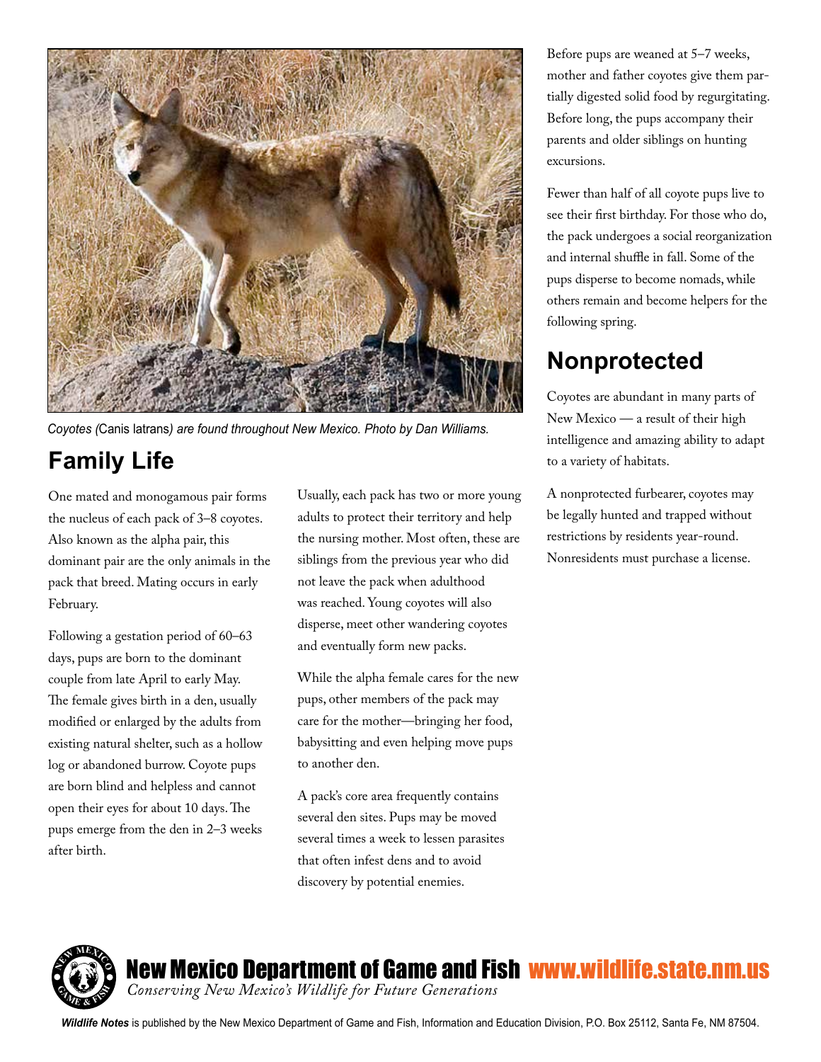*Coyotes (*Canis latrans*) are found throughout New Mexico. Photo by Dan Williams.*

## Family Life

One mated and monogamous pair forms the nucleus of each pack of 3–8 coyotes. Also known as the alpha pair, this dominant pair are the only animals in the pack that breed. Mating occurs in early February.

Following a gestation period of 60–63 days, pups are born to the dominant couple from late April to early May. The female gives birth in a den, usually modified or enlarged by the adults from existing natural shelter, such as a hollow log or abandoned burrow. Coyote pups are born blind and helpless and cannot open their eyes for about 10 days. The pups emerge from the den in 2–3 weeks after birth.

Usually, each pack has two or more young adults to protect their territory and help the nursing mother. Most often, these are siblings from the previous year who did not leave the pack when adulthood was reached. Young coyotes will also disperse, meet other wandering coyotes and eventually form new packs.

While the alpha female cares for the new pups, other members of the pack may care for the mother—bringing her food, babysitting and even helping move pups to another den.

A pack's core area frequently contains several den sites. Pups may be moved several times a week to lessen parasites that often infest dens and to avoid discovery by potential enemies.

Before pups are weaned at 5–7 weeks, mother and father coyotes give them partially digested solid food by regurgitating. Before long, the pups accompany their parents and older siblings on hunting excursions.

Fewer than half of all coyote pups live to see their first birthday. For those who do, the pack undergoes a social reorganization and internal shuffle in fall. Some of the pups disperse to become nomads, while others remain and become helpers for the following spring.

## Nonprotected

Coyotes are abundant in many parts of New Mexico — a result of their high intelligence and amazing ability to adapt to a variety of habitats.

A nonprotected furbearer, coyotes may be legally hunted and trapped without restrictions by residents year-round. Nonresidents must purchase a license.

**New Mexico Department of Game and Fish** www.wildlife.state.nm.us
*Conserving New Mexico's Wildlife for Future Generations*

***Wildlife Notes*** is published by the New Mexico Department of Game and Fish, Information and Education Division, P.O. Box 25112, Santa Fe, NM 87504.